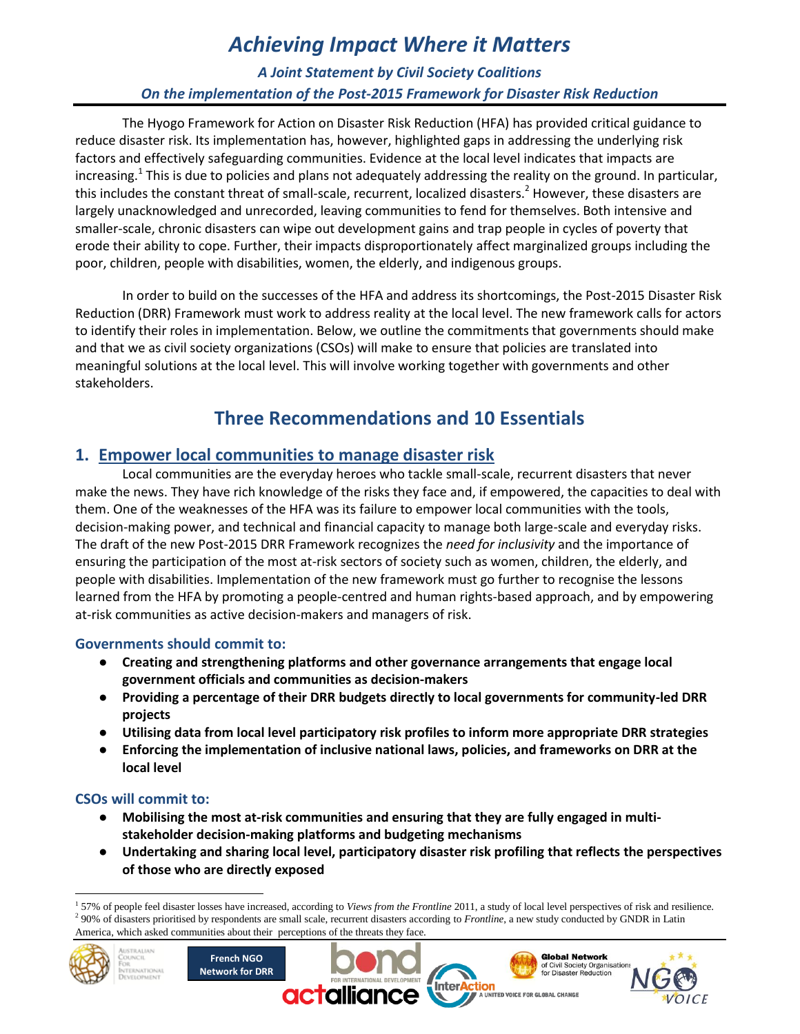# *Achieving Impact Where it Matters*

### *A Joint Statement by Civil Society Coalitions*

### *On the implementation of the Post-2015 Framework for Disaster Risk Reduction*

The Hyogo Framework for Action on Disaster Risk Reduction (HFA) has provided critical guidance to reduce disaster risk. Its implementation has, however, highlighted gaps in addressing the underlying risk factors and effectively safeguarding communities. Evidence at the local level indicates that impacts are increasing.[1] This is due to policies and plans not adequately addressing the reality on the ground. In particular, this includes the constant threat of small-scale, recurrent, localized disasters.[2] However, these disasters are largely unacknowledged and unrecorded, leaving communities to fend for themselves. Both intensive and smaller-scale, chronic disasters can wipe out development gains and trap people in cycles of poverty that erode their ability to cope. Further, their impacts disproportionately affect marginalized groups including the poor, children, people with disabilities, women, the elderly, and indigenous groups.

In order to build on the successes of the HFA and address its shortcomings, the Post-2015 Disaster Risk Reduction (DRR) Framework must work to address reality at the local level. The new framework calls for actors to identify their roles in implementation. Below, we outline the commitments that governments should make and that we as civil society organizations (CSOs) will make to ensure that policies are translated into meaningful solutions at the local level. This will involve working together with governments and other stakeholders.

## Three Recommendations and 10 Essentials

### 1. Empower local communities to manage disaster risk

Local communities are the everyday heroes who tackle small-scale, recurrent disasters that never make the news. They have rich knowledge of the risks they face and, if empowered, the capacities to deal with them. One of the weaknesses of the HFA was its failure to empower local communities with the tools, decision-making power, and technical and financial capacity to manage both large-scale and everyday risks. The draft of the new Post-2015 DRR Framework recognizes the *need for inclusivity* and the importance of ensuring the participation of the most at-risk sectors of society such as women, children, the elderly, and people with disabilities. Implementation of the new framework must go further to recognise the lessons learned from the HFA by promoting a people-centred and human rights-based approach, and by empowering at-risk communities as active decision-makers and managers of risk.

#### Governments should commit to:

- **Creating and strengthening platforms and other governance arrangements that engage local government officials and communities as decision-makers**
- **Providing a percentage of their DRR budgets directly to local governments for community-led DRR projects**
- **Utilising data from local level participatory risk profiles to inform more appropriate DRR strategies**
- **Enforcing the implementation of inclusive national laws, policies, and frameworks on DRR at the local level**

#### CSOs will commit to:

- **Mobilising the most at-risk communities and ensuring that they are fully engaged in multi-stakeholder decision-making platforms and budgeting mechanisms**
- **Undertaking and sharing local level, participatory disaster risk profiling that reflects the perspectives of those who are directly exposed**

---

[1] 57% of people feel disaster losses have increased, according to *Views from the Frontline* 2011, a study of local level perspectives of risk and resilience.

[2] 90% of disasters prioritised by respondents are small scale, recurrent disasters according to *Frontline*, a new study conducted by GNDR in Latin America, which asked communities about their perceptions of the threats they face.

Australian Council For International Development | French NGO Network for DRR | bond for international development | actalliance | InterAction A United Voice for Global Change | Global Network of Civil Society Organisations for Disaster Reduction | NGO VOICE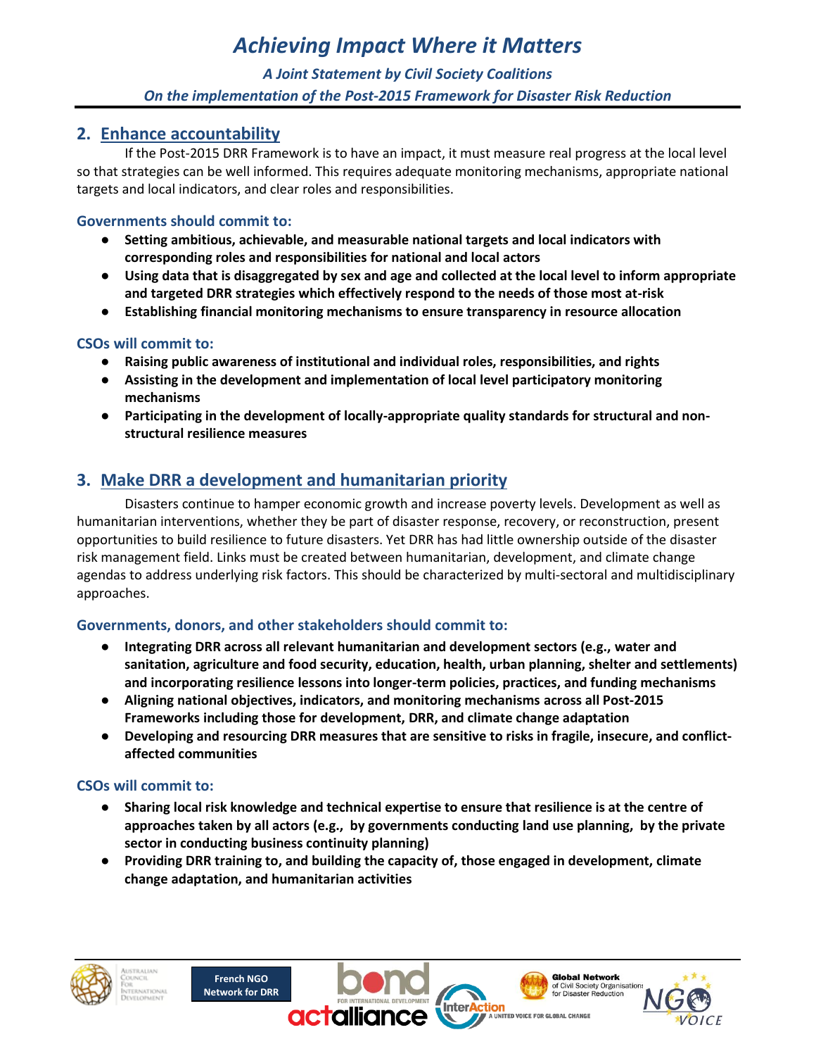## 2. Enhance accountability

If the Post-2015 DRR Framework is to have an impact, it must measure real progress at the local level so that strategies can be well informed. This requires adequate monitoring mechanisms, appropriate national targets and local indicators, and clear roles and responsibilities.

### Governments should commit to:

- **Setting ambitious, achievable, and measurable national targets and local indicators with corresponding roles and responsibilities for national and local actors**
- **Using data that is disaggregated by sex and age and collected at the local level to inform appropriate and targeted DRR strategies which effectively respond to the needs of those most at-risk**
- **Establishing financial monitoring mechanisms to ensure transparency in resource allocation**

### CSOs will commit to:

- **Raising public awareness of institutional and individual roles, responsibilities, and rights**
- **Assisting in the development and implementation of local level participatory monitoring mechanisms**
- **Participating in the development of locally-appropriate quality standards for structural and non-structural resilience measures**

## 3. Make DRR a development and humanitarian priority

Disasters continue to hamper economic growth and increase poverty levels. Development as well as humanitarian interventions, whether they be part of disaster response, recovery, or reconstruction, present opportunities to build resilience to future disasters. Yet DRR has had little ownership outside of the disaster risk management field. Links must be created between humanitarian, development, and climate change agendas to address underlying risk factors. This should be characterized by multi-sectoral and multidisciplinary approaches.

### Governments, donors, and other stakeholders should commit to:

- **Integrating DRR across all relevant humanitarian and development sectors (e.g., water and sanitation, agriculture and food security, education, health, urban planning, shelter and settlements) and incorporating resilience lessons into longer-term policies, practices, and funding mechanisms**
- **Aligning national objectives, indicators, and monitoring mechanisms across all Post-2015 Frameworks including those for development, DRR, and climate change adaptation**
- **Developing and resourcing DRR measures that are sensitive to risks in fragile, insecure, and conflict-affected communities**

### CSOs will commit to:

- **Sharing local risk knowledge and technical expertise to ensure that resilience is at the centre of approaches taken by all actors (e.g., by governments conducting land use planning, by the private sector in conducting business continuity planning)**
- **Providing DRR training to, and building the capacity of, those engaged in development, climate change adaptation, and humanitarian activities**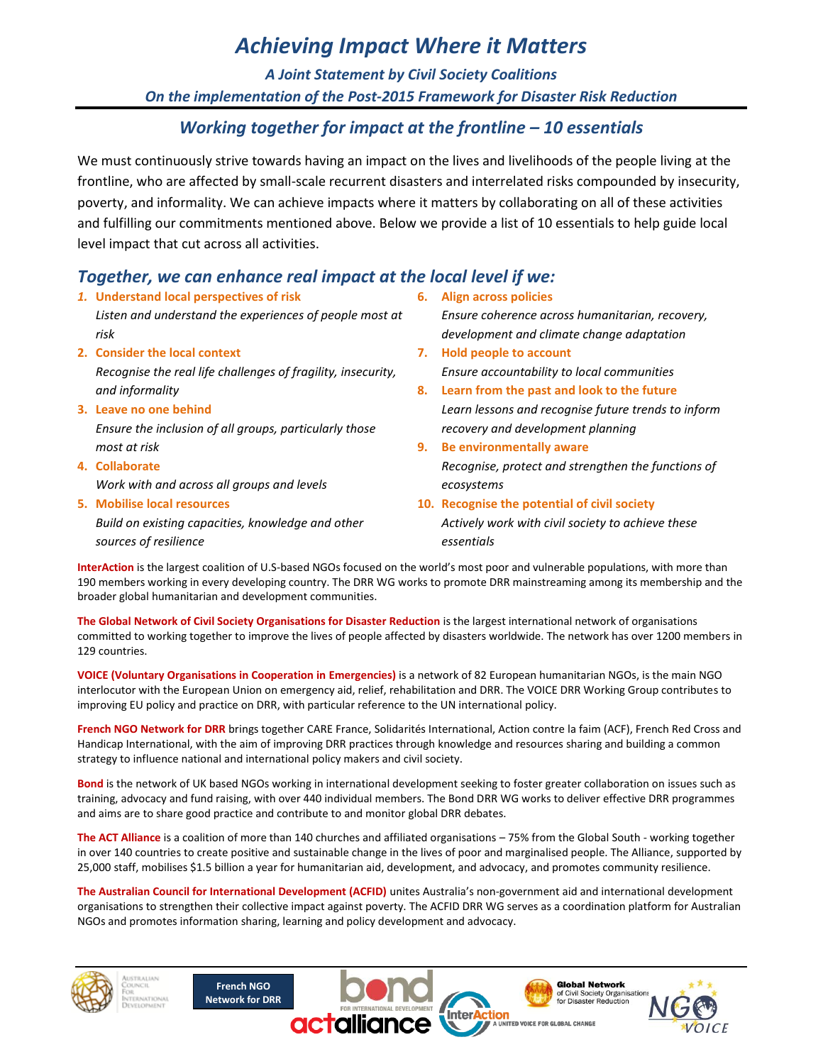# *Achieving Impact Where it Matters*

### *A Joint Statement by Civil Society Coalitions*

### *On the implementation of the Post-2015 Framework for Disaster Risk Reduction*

## *Working together for impact at the frontline – 10 essentials*

We must continuously strive towards having an impact on the lives and livelihoods of the people living at the frontline, who are affected by small-scale recurrent disasters and interrelated risks compounded by insecurity, poverty, and informality. We can achieve impacts where it matters by collaborating on all of these activities and fulfilling our commitments mentioned above. Below we provide a list of 10 essentials to help guide local level impact that cut across all activities.

## *Together, we can enhance real impact at the local level if we:*

1. **Understand local perspectives of risk**
   *Listen and understand the experiences of people most at risk*
2. **Consider the local context**
   *Recognise the real life challenges of fragility, insecurity, and informality*
3. **Leave no one behind**
   *Ensure the inclusion of all groups, particularly those most at risk*
4. **Collaborate**
   *Work with and across all groups and levels*
5. **Mobilise local resources**
   *Build on existing capacities, knowledge and other sources of resilience*
6. **Align across policies**
   *Ensure coherence across humanitarian, recovery, development and climate change adaptation*
7. **Hold people to account**
   *Ensure accountability to local communities*
8. **Learn from the past and look to the future**
   *Learn lessons and recognise future trends to inform recovery and development planning*
9. **Be environmentally aware**
   *Recognise, protect and strengthen the functions of ecosystems*
10. **Recognise the potential of civil society**
    *Actively work with civil society to achieve these essentials*

**InterAction** is the largest coalition of U.S-based NGOs focused on the world's most poor and vulnerable populations, with more than 190 members working in every developing country. The DRR WG works to promote DRR mainstreaming among its membership and the broader global humanitarian and development communities.

**The Global Network of Civil Society Organisations for Disaster Reduction** is the largest international network of organisations committed to working together to improve the lives of people affected by disasters worldwide. The network has over 1200 members in 129 countries.

**VOICE (Voluntary Organisations in Cooperation in Emergencies)** is a network of 82 European humanitarian NGOs, is the main NGO interlocutor with the European Union on emergency aid, relief, rehabilitation and DRR. The VOICE DRR Working Group contributes to improving EU policy and practice on DRR, with particular reference to the UN international policy.

**French NGO Network for DRR** brings together CARE France, Solidarités International, Action contre la faim (ACF), French Red Cross and Handicap International, with the aim of improving DRR practices through knowledge and resources sharing and building a common strategy to influence national and international policy makers and civil society.

**Bond** is the network of UK based NGOs working in international development seeking to foster greater collaboration on issues such as training, advocacy and fund raising, with over 440 individual members. The Bond DRR WG works to deliver effective DRR programmes and aims are to share good practice and contribute to and monitor global DRR debates.

**The ACT Alliance** is a coalition of more than 140 churches and affiliated organisations – 75% from the Global South - working together in over 140 countries to create positive and sustainable change in the lives of poor and marginalised people. The Alliance, supported by 25,000 staff, mobilises $1.5 billion a year for humanitarian aid, development, and advocacy, and promotes community resilience.

**The Australian Council for International Development (ACFID)** unites Australia's non-government aid and international development organisations to strengthen their collective impact against poverty. The ACFID DRR WG serves as a coordination platform for Australian NGOs and promotes information sharing, learning and policy development and advocacy.

Australian Council For International Development | French NGO Network for DRR | bond FOR INTERNATIONAL DEVELOPMENT | actalliance | InterAction A UNITED VOICE FOR GLOBAL CHANGE | Global Network of Civil Society Organisations for Disaster Reduction | NGO VOICE